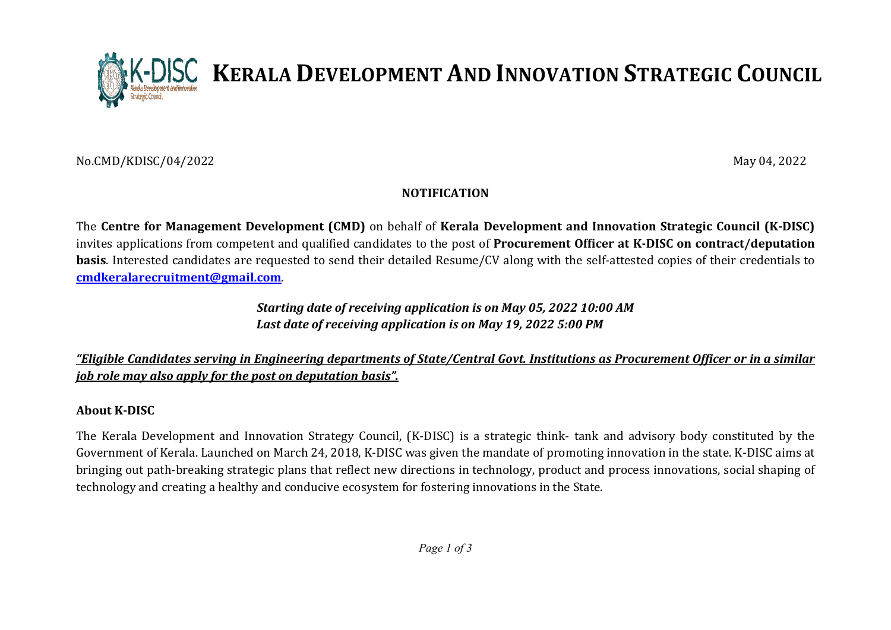# KERALA DEVELOPMENT AND INNOVATION STRATEGIC COUNCIL

No.CMD/KDISC/04/2022

May 04, 2022

**NOTIFICATION**

The **Centre for Management Development (CMD)** on behalf of **Kerala Development and Innovation Strategic Council (K-DISC)** invites applications from competent and qualified candidates to the post of **Procurement Officer at K-DISC on contract/deputation basis**. Interested candidates are requested to send their detailed Resume/CV along with the self-attested copies of their credentials to **cmdkeralarecruitment@gmail.com**.

***Starting date of receiving application is on May 05, 2022 10:00 AM***
***Last date of receiving application is on May 19, 2022 5:00 PM***

***"Eligible Candidates serving in Engineering departments of State/Central Govt. Institutions as Procurement Officer or in a similar job role may also apply for the post on deputation basis".***

**About K-DISC**

The Kerala Development and Innovation Strategy Council, (K-DISC) is a strategic think- tank and advisory body constituted by the Government of Kerala. Launched on March 24, 2018, K-DISC was given the mandate of promoting innovation in the state. K-DISC aims at bringing out path-breaking strategic plans that reflect new directions in technology, product and process innovations, social shaping of technology and creating a healthy and conducive ecosystem for fostering innovations in the State.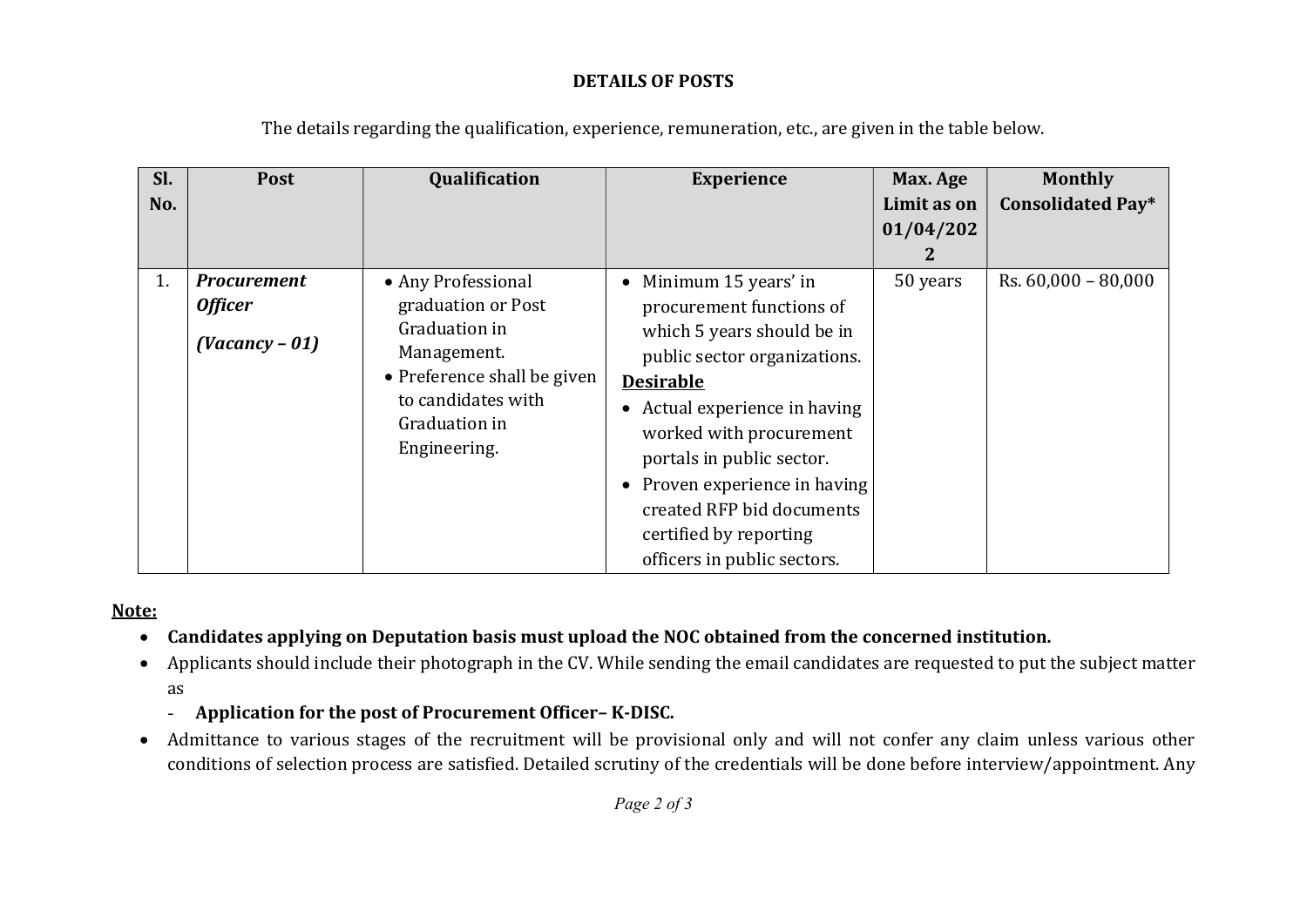**DETAILS OF POSTS**

The details regarding the qualification, experience, remuneration, etc., are given in the table below.

| Sl. No. | Post | Qualification | Experience | Max. Age Limit as on 01/04/2022 | Monthly Consolidated Pay* |
|---|---|---|---|---|---|
| 1. | ***Procurement Officer*** <br> ***(Vacancy – 01)*** | • Any Professional graduation or Post Graduation in Management. <br> • Preference shall be given to candidates with Graduation in Engineering. | • Minimum 15 years' in procurement functions of which 5 years should be in public sector organizations. <br> **Desirable** <br> • Actual experience in having worked with procurement portals in public sector. <br> • Proven experience in having created RFP bid documents certified by reporting officers in public sectors. | 50 years | Rs. 60,000 – 80,000 |

**Note:**

- **Candidates applying on Deputation basis must upload the NOC obtained from the concerned institution.**
- Applicants should include their photograph in the CV. While sending the email candidates are requested to put the subject matter as
  - **Application for the post of Procurement Officer– K-DISC.**
- Admittance to various stages of the recruitment will be provisional only and will not confer any claim unless various other conditions of selection process are satisfied. Detailed scrutiny of the credentials will be done before interview/appointment. Any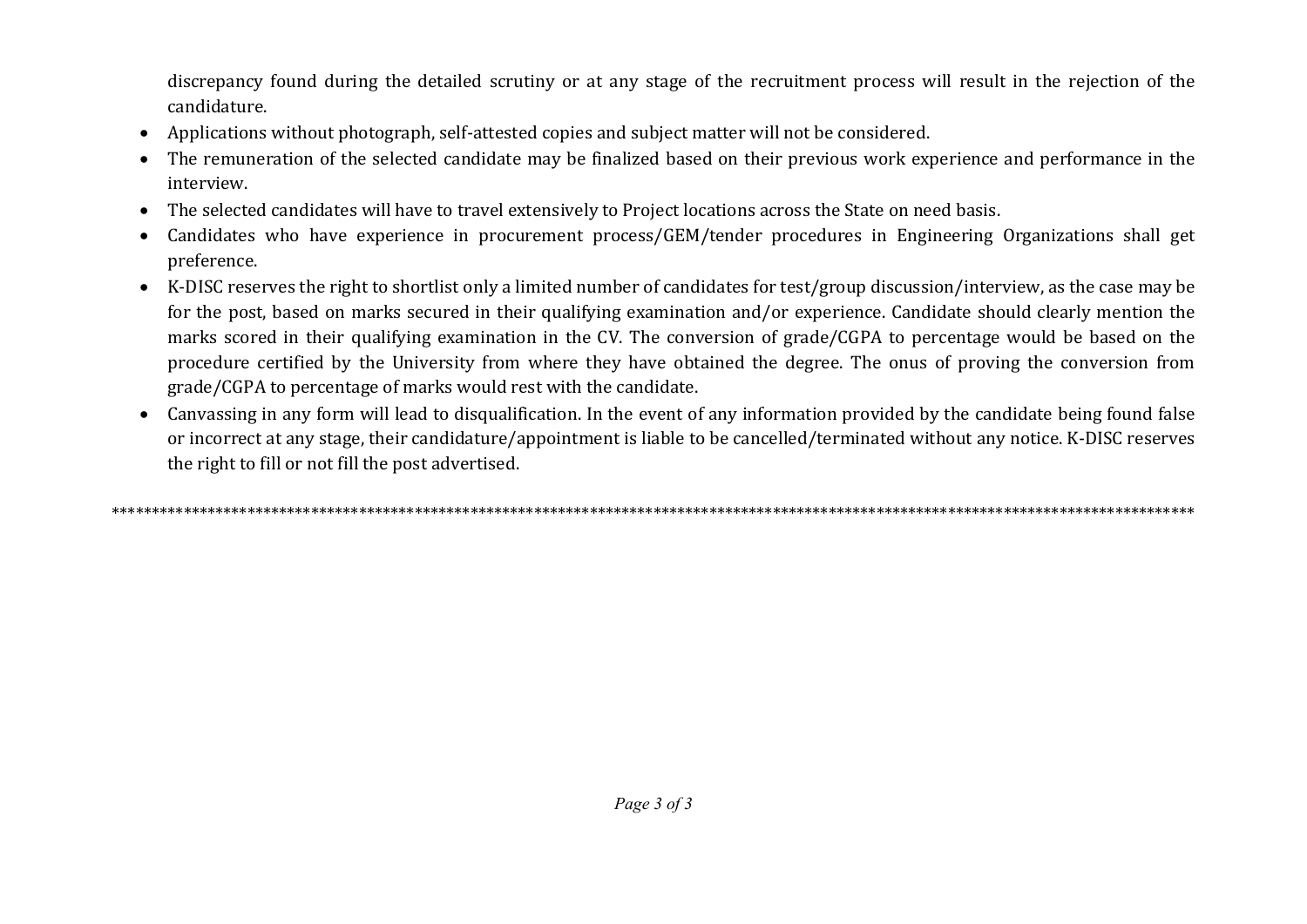discrepancy found during the detailed scrutiny or at any stage of the recruitment process will result in the rejection of the candidature.

- Applications without photograph, self-attested copies and subject matter will not be considered.
- The remuneration of the selected candidate may be finalized based on their previous work experience and performance in the interview.
- The selected candidates will have to travel extensively to Project locations across the State on need basis.
- Candidates who have experience in procurement process/GEM/tender procedures in Engineering Organizations shall get preference.
- K-DISC reserves the right to shortlist only a limited number of candidates for test/group discussion/interview, as the case may be for the post, based on marks secured in their qualifying examination and/or experience. Candidate should clearly mention the marks scored in their qualifying examination in the CV. The conversion of grade/CGPA to percentage would be based on the procedure certified by the University from where they have obtained the degree. The onus of proving the conversion from grade/CGPA to percentage of marks would rest with the candidate.
- Canvassing in any form will lead to disqualification. In the event of any information provided by the candidate being found false or incorrect at any stage, their candidature/appointment is liable to be cancelled/terminated without any notice. K-DISC reserves the right to fill or not fill the post advertised.

************************************************************************************************************************************